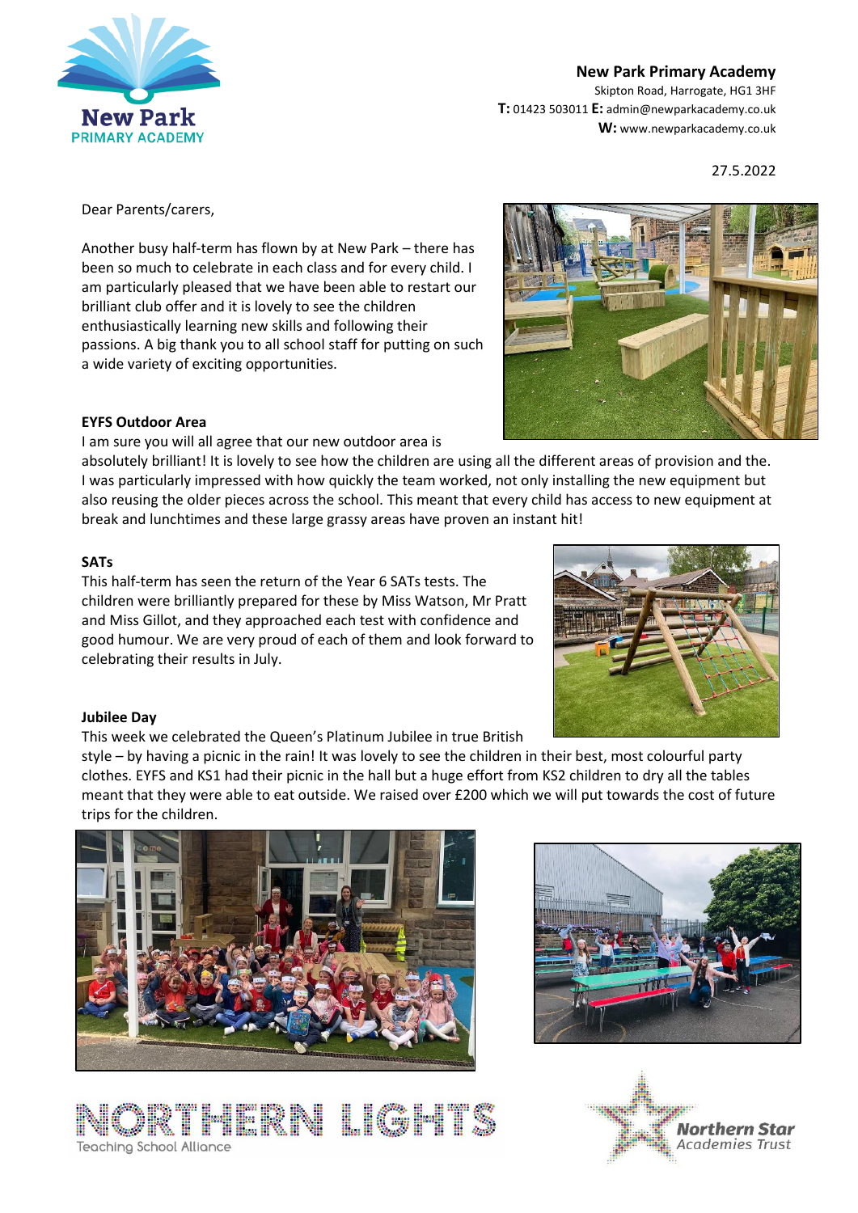**New Park Primary Academy**
Skipton Road, Harrogate, HG1 3HF
**T:** 01423 503011 **E:** admin@newparkacademy.co.uk
**W:** www.newparkacademy.co.uk

27.5.2022

Dear Parents/carers,

Another busy half-term has flown by at New Park – there has been so much to celebrate in each class and for every child. I am particularly pleased that we have been able to restart our brilliant club offer and it is lovely to see the children enthusiastically learning new skills and following their passions. A big thank you to all school staff for putting on such a wide variety of exciting opportunities.

**EYFS Outdoor Area**

I am sure you will all agree that our new outdoor area is absolutely brilliant! It is lovely to see how the children are using all the different areas of provision and the. I was particularly impressed with how quickly the team worked, not only installing the new equipment but also reusing the older pieces across the school. This meant that every child has access to new equipment at break and lunchtimes and these large grassy areas have proven an instant hit!

**SATs**

This half-term has seen the return of the Year 6 SATs tests. The children were brilliantly prepared for these by Miss Watson, Mr Pratt and Miss Gillot, and they approached each test with confidence and good humour. We are very proud of each of them and look forward to celebrating their results in July.

**Jubilee Day**

This week we celebrated the Queen's Platinum Jubilee in true British style – by having a picnic in the rain! It was lovely to see the children in their best, most colourful party clothes. EYFS and KS1 had their picnic in the hall but a huge effort from KS2 children to dry all the tables meant that they were able to eat outside. We raised over £200 which we will put towards the cost of future trips for the children.

NORTHERN LIGHTS Teaching School Alliance

Northern Star Academies Trust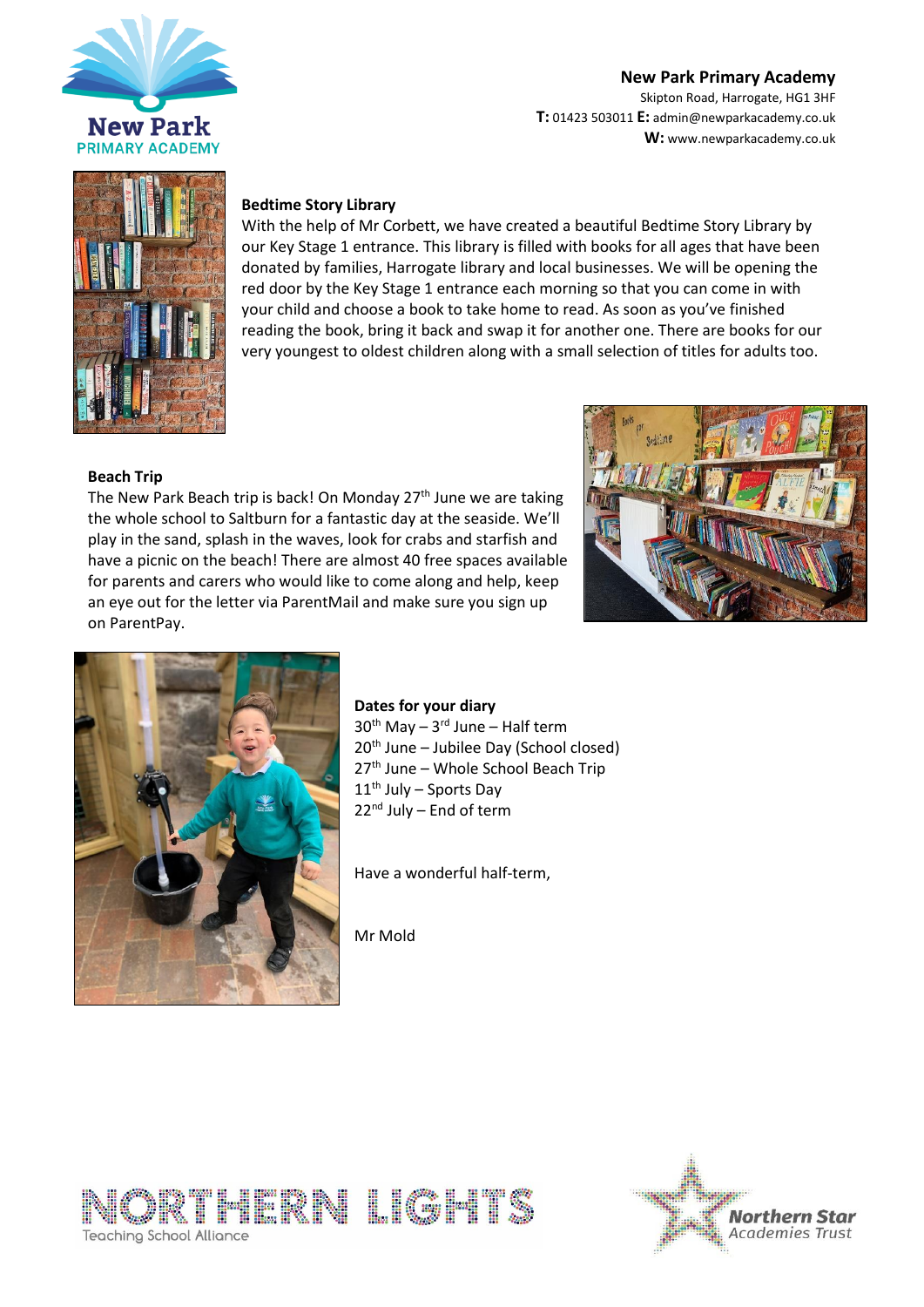**New Park Primary Academy**
Skipton Road, Harrogate, HG1 3HF
**T:** 01423 503011 **E:** admin@newparkacademy.co.uk
**W:** www.newparkacademy.co.uk

### Bedtime Story Library

With the help of Mr Corbett, we have created a beautiful Bedtime Story Library by our Key Stage 1 entrance. This library is filled with books for all ages that have been donated by families, Harrogate library and local businesses. We will be opening the red door by the Key Stage 1 entrance each morning so that you can come in with your child and choose a book to take home to read. As soon as you've finished reading the book, bring it back and swap it for another one. There are books for our very youngest to oldest children along with a small selection of titles for adults too.

### Beach Trip

The New Park Beach trip is back! On Monday 27th June we are taking the whole school to Saltburn for a fantastic day at the seaside. We'll play in the sand, splash in the waves, look for crabs and starfish and have a picnic on the beach! There are almost 40 free spaces available for parents and carers who would like to come along and help, keep an eye out for the letter via ParentMail and make sure you sign up on ParentPay.

### Dates for your diary

30th May – 3rd June – Half term
20th June – Jubilee Day (School closed)
27th June – Whole School Beach Trip
11th July – Sports Day
22nd July – End of term

Have a wonderful half-term,

Mr Mold

NORTHERN LIGHTS Teaching School Alliance

Northern Star Academies Trust